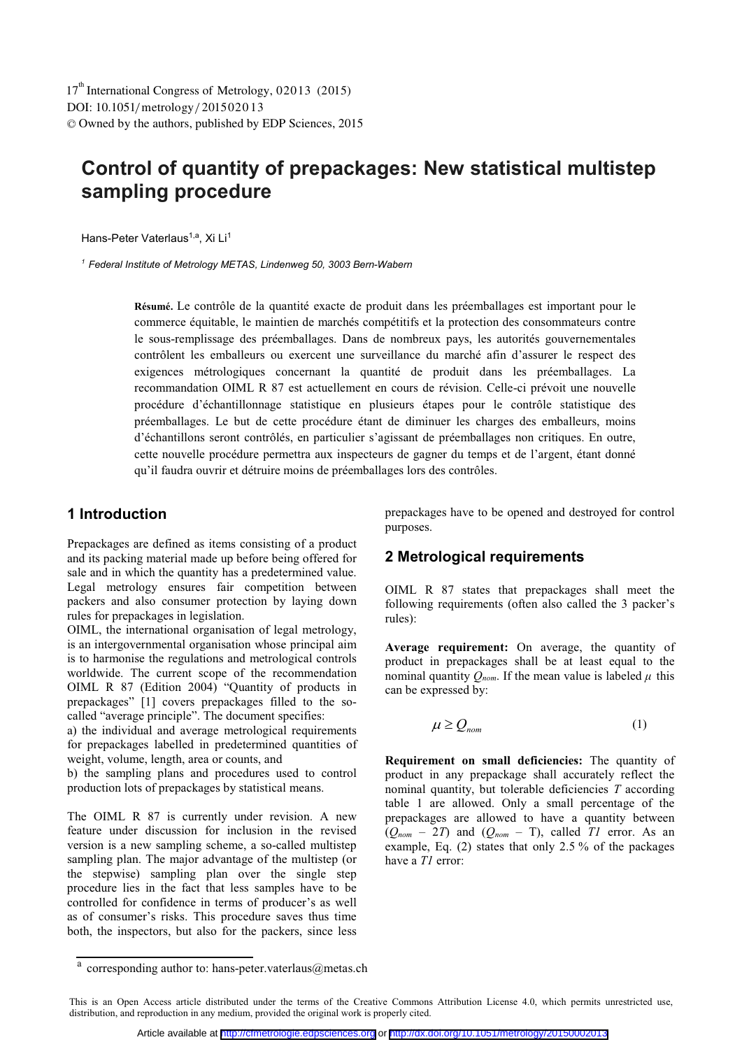# Control of quantity of prepackages: New statistical multistep sampling procedure

Hans-Peter Vaterlaus[1,a], Xi Li[1]

[1] Federal Institute of Metrology METAS, Lindenweg 50, 3003 Bern-Wabern

**Résumé.** Le contrôle de la quantité exacte de produit dans les préemballages est important pour le commerce équitable, le maintien de marchés compétitifs et la protection des consommateurs contre le sous-remplissage des préemballages. Dans de nombreux pays, les autorités gouvernementales contrôlent les emballeurs ou exercent une surveillance du marché afin d'assurer le respect des exigences métrologiques concernant la quantité de produit dans les préemballages. La recommandation OIML R 87 est actuellement en cours de révision. Celle-ci prévoit une nouvelle procédure d'échantillonnage statistique en plusieurs étapes pour le contrôle statistique des préemballages. Le but de cette procédure étant de diminuer les charges des emballeurs, moins d'échantillons seront contrôlés, en particulier s'agissant de préemballages non critiques. En outre, cette nouvelle procédure permettra aux inspecteurs de gagner du temps et de l'argent, étant donné qu'il faudra ouvrir et détruire moins de préemballages lors des contrôles.

## 1 Introduction

Prepackages are defined as items consisting of a product and its packing material made up before being offered for sale and in which the quantity has a predetermined value. Legal metrology ensures fair competition between packers and also consumer protection by laying down rules for prepackages in legislation.

OIML, the international organisation of legal metrology, is an intergovernmental organisation whose principal aim is to harmonise the regulations and metrological controls worldwide. The current scope of the recommendation OIML R 87 (Edition 2004) "Quantity of products in prepackages" [1] covers prepackages filled to the so-called "average principle". The document specifies:

a) the individual and average metrological requirements for prepackages labelled in predetermined quantities of weight, volume, length, area or counts, and

b) the sampling plans and procedures used to control production lots of prepackages by statistical means.

The OIML R 87 is currently under revision. A new feature under discussion for inclusion in the revised version is a new sampling scheme, a so-called multistep sampling plan. The major advantage of the multistep (or the stepwise) sampling plan over the single step procedure lies in the fact that less samples have to be controlled for confidence in terms of producer's as well as of consumer's risks. This procedure saves thus time both, the inspectors, but also for the packers, since less prepackages have to be opened and destroyed for control purposes.

## 2 Metrological requirements

OIML R 87 states that prepackages shall meet the following requirements (often also called the 3 packer's rules):

**Average requirement:** On average, the quantity of product in prepackages shall be at least equal to the nominal quantity $Q_{nom}$. If the mean value is labeled $\mu$ this can be expressed by:

$$\mu \geq Q_{nom} \tag{1}$$

**Requirement on small deficiencies:** The quantity of product in any prepackage shall accurately reflect the nominal quantity, but tolerable deficiencies $T$ according table 1 are allowed. Only a small percentage of the prepackages are allowed to have a quantity between ($Q_{nom}$ – 2$T$) and ($Q_{nom}$ – T), called *T1* error. As an example, Eq. (2) states that only 2.5 % of the packages have a *T1* error:

[a] corresponding author to: hans-peter.vaterlaus@metas.ch

This is an Open Access article distributed under the terms of the Creative Commons Attribution License 4.0, which permits unrestricted use, distribution, and reproduction in any medium, provided the original work is properly cited.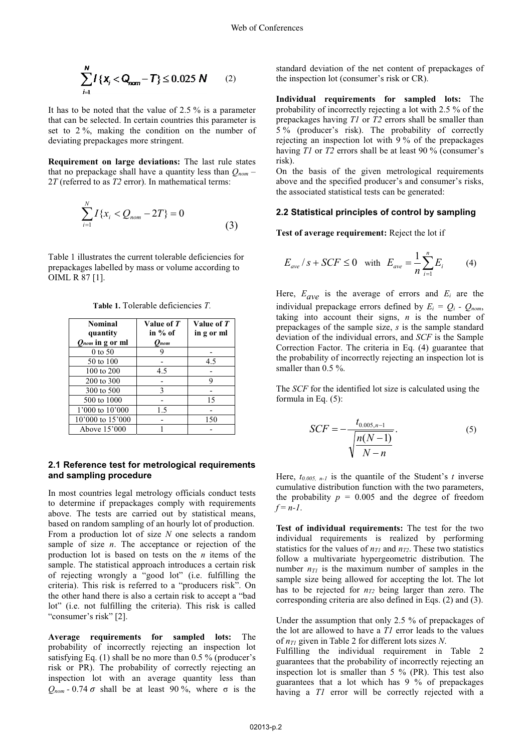$$\sum_{i=1}^{N} I\{x_i < Q_{nom} - T\} \leq 0.025\, N \qquad (2)$$

It has to be noted that the value of 2.5 % is a parameter that can be selected. In certain countries this parameter is set to 2 %, making the condition on the number of deviating prepackages more stringent.

**Requirement on large deviations:** The last rule states that no prepackage shall have a quantity less than $Q_{nom} - 2T$ (referred to as *T2* error). In mathematical terms:

$$\sum_{i=1}^{N} I\{x_i < Q_{nom} - 2T\} = 0 \qquad (3)$$

Table 1 illustrates the current tolerable deficiencies for prepackages labelled by mass or volume according to OIML R 87 [1].

**Table 1.** Tolerable deficiencies *T*.

| Nominal quantity $Q_{nom}$ in g or ml | Value of *T* in % of $Q_{nom}$ | Value of *T* in g or ml |
|---|---|---|
| 0 to 50 | 9 | - |
| 50 to 100 | - | 4.5 |
| 100 to 200 | 4.5 | - |
| 200 to 300 | - | 9 |
| 300 to 500 | 3 | - |
| 500 to 1000 | - | 15 |
| 1'000 to 10'000 | 1.5 | - |
| 10'000 to 15'000 | - | 150 |
| Above 15'000 | 1 | - |

### 2.1 Reference test for metrological requirements and sampling procedure

In most countries legal metrology officials conduct tests to determine if prepackages comply with requirements above. The tests are carried out by statistical means, based on random sampling of an hourly lot of production. From a production lot of size *N* one selects a random sample of size *n*. The acceptance or rejection of the production lot is based on tests on the *n* items of the sample. The statistical approach introduces a certain risk of rejecting wrongly a "good lot" (i.e. fulfilling the criteria). This risk is referred to a "producers risk". On the other hand there is also a certain risk to accept a "bad lot" (i.e. not fulfilling the criteria). This risk is called "consumer's risk" [2].

**Average requirements for sampled lots:** The probability of incorrectly rejecting an inspection lot satisfying Eq. (1) shall be no more than 0.5 % (producer's risk or PR). The probability of correctly rejecting an inspection lot with an average quantity less than $Q_{nom}$ - 0.74 $\sigma$ shall be at least 90 %, where σ is the standard deviation of the net content of prepackages of the inspection lot (consumer's risk or CR).

**Individual requirements for sampled lots:** The probability of incorrectly rejecting a lot with 2.5 % of the prepackages having *T1* or *T2* errors shall be smaller than 5 % (producer's risk). The probability of correctly rejecting an inspection lot with 9 % of the prepackages having *T1* or *T2* errors shall be at least 90 % (consumer's risk).

On the basis of the given metrological requirements above and the specified producer's and consumer's risks, the associated statistical tests can be generated:

### 2.2 Statistical principles of control by sampling

**Test of average requirement:** Reject the lot if

$$E_{ave} / s + SCF \leq 0 \quad \text{with} \quad E_{ave} = \frac{1}{n}\sum_{i=1}^{n} E_i \qquad (4)$$

Here, $E_{ave}$ is the average of errors and $E_i$ are the individual prepackage errors defined by $E_i = Q_i - Q_{nom}$, taking into account their signs, *n* is the number of prepackages of the sample size, *s* is the sample standard deviation of the individual errors, and *SCF* is the Sample Correction Factor. The criteria in Eq. (4) guarantee that the probability of incorrectly rejecting an inspection lot is smaller than 0.5 %.

The *SCF* for the identified lot size is calculated using the formula in Eq. (5):

$$SCF = -\frac{t_{0.005,n-1}}{\sqrt{\dfrac{n(N-1)}{N-n}}}. \qquad (5)$$

Here, $t_{0.005,\, n-1}$ is the quantile of the Student's *t* inverse cumulative distribution function with the two parameters, the probability $p$ = 0.005 and the degree of freedom $f = n-1$.

**Test of individual requirements:** The test for the two individual requirements is realized by performing statistics for the values of $n_{T1}$ and $n_{T2}$. These two statistics follow a multivariate hypergeometric distribution. The number $n_{T1}$ is the maximum number of samples in the sample size being allowed for accepting the lot. The lot has to be rejected for $n_{T2}$ being larger than zero. The corresponding criteria are also defined in Eqs. (2) and (3).

Under the assumption that only 2.5 % of prepackages of the lot are allowed to have a *T1* error leads to the values of $n_{T1}$ given in Table 2 for different lots sizes *N*.

Fulfilling the individual requirement in Table 2 guarantees that the probability of incorrectly rejecting an inspection lot is smaller than 5 % (PR). This test also guarantees that a lot which has 9 % of prepackages having a *T1* error will be correctly rejected with a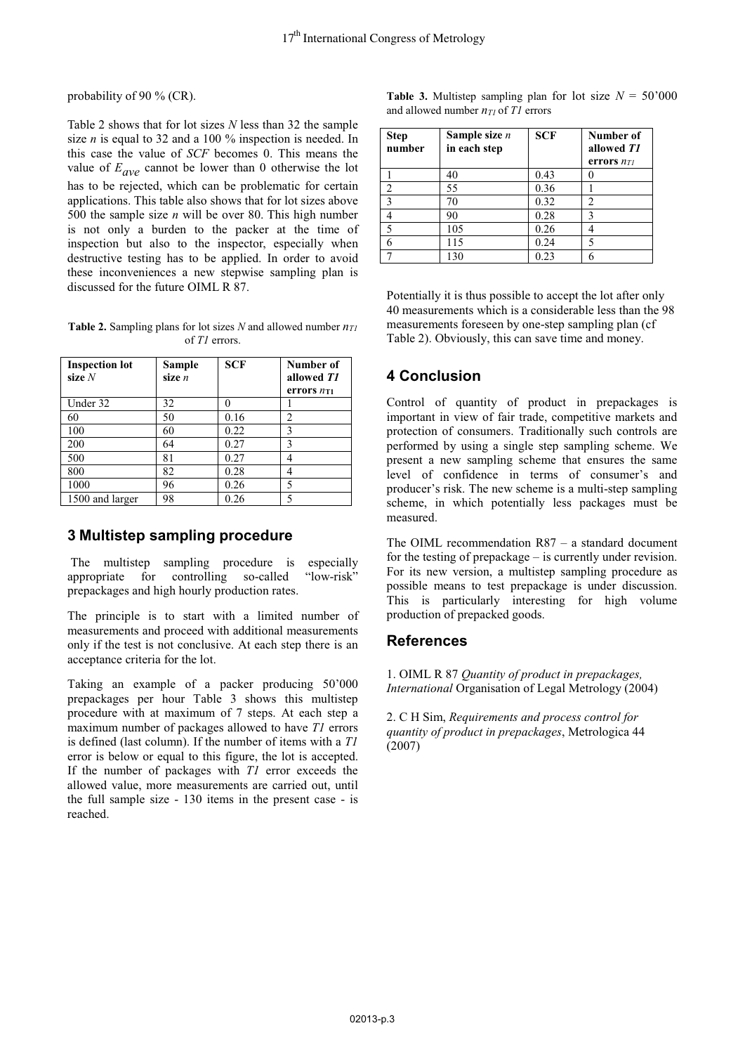probability of 90 % (CR).

Table 2 shows that for lot sizes $N$ less than 32 the sample size $n$ is equal to 32 and a 100 % inspection is needed. In this case the value of $SCF$ becomes 0. This means the value of $E_{ave}$ cannot be lower than 0 otherwise the lot has to be rejected, which can be problematic for certain applications. This table also shows that for lot sizes above 500 the sample size $n$ will be over 80. This high number is not only a burden to the packer at the time of inspection but also to the inspector, especially when destructive testing has to be applied. In order to avoid these inconveniences a new stepwise sampling plan is discussed for the future OIML R 87.

**Table 2.** Sampling plans for lot sizes $N$ and allowed number $n_{T1}$ of $T1$ errors.

| Inspection lot size $N$ | Sample size $n$ | SCF | Number of allowed $T1$ errors $n_{T1}$ |
|---|---|---|---|
| Under 32 | 32 | 0 | 1 |
| 60 | 50 | 0.16 | 2 |
| 100 | 60 | 0.22 | 3 |
| 200 | 64 | 0.27 | 3 |
| 500 | 81 | 0.27 | 4 |
| 800 | 82 | 0.28 | 4 |
| 1000 | 96 | 0.26 | 5 |
| 1500 and larger | 98 | 0.26 | 5 |

## 3 Multistep sampling procedure

The multistep sampling procedure is especially appropriate for controlling so-called "low-risk" prepackages and high hourly production rates.

The principle is to start with a limited number of measurements and proceed with additional measurements only if the test is not conclusive. At each step there is an acceptance criteria for the lot.

Taking an example of a packer producing 50'000 prepackages per hour Table 3 shows this multistep procedure with at maximum of 7 steps. At each step a maximum number of packages allowed to have $T1$ errors is defined (last column). If the number of items with a $T1$ error is below or equal to this figure, the lot is accepted. If the number of packages with $T1$ error exceeds the allowed value, more measurements are carried out, until the full sample size - 130 items in the present case - is reached.

**Table 3.** Multistep sampling plan for lot size $N$ = 50'000 and allowed number $n_{T1}$ of $T1$ errors

| Step number | Sample size $n$ in each step | SCF | Number of allowed $T1$ errors $n_{T1}$ |
|---|---|---|---|
| 1 | 40 | 0.43 | 0 |
| 2 | 55 | 0.36 | 1 |
| 3 | 70 | 0.32 | 2 |
| 4 | 90 | 0.28 | 3 |
| 5 | 105 | 0.26 | 4 |
| 6 | 115 | 0.24 | 5 |
| 7 | 130 | 0.23 | 6 |

Potentially it is thus possible to accept the lot after only 40 measurements which is a considerable less than the 98 measurements foreseen by one-step sampling plan (cf Table 2). Obviously, this can save time and money.

## 4 Conclusion

Control of quantity of product in prepackages is important in view of fair trade, competitive markets and protection of consumers. Traditionally such controls are performed by using a single step sampling scheme. We present a new sampling scheme that ensures the same level of confidence in terms of consumer's and producer's risk. The new scheme is a multi-step sampling scheme, in which potentially less packages must be measured.

The OIML recommendation R87 – a standard document for the testing of prepackage – is currently under revision. For its new version, a multistep sampling procedure as possible means to test prepackage is under discussion. This is particularly interesting for high volume production of prepacked goods.

## References

1. OIML R 87 *Quantity of product in prepackages, International* Organisation of Legal Metrology (2004)

2. C H Sim, *Requirements and process control for quantity of product in prepackages*, Metrologica 44 (2007)